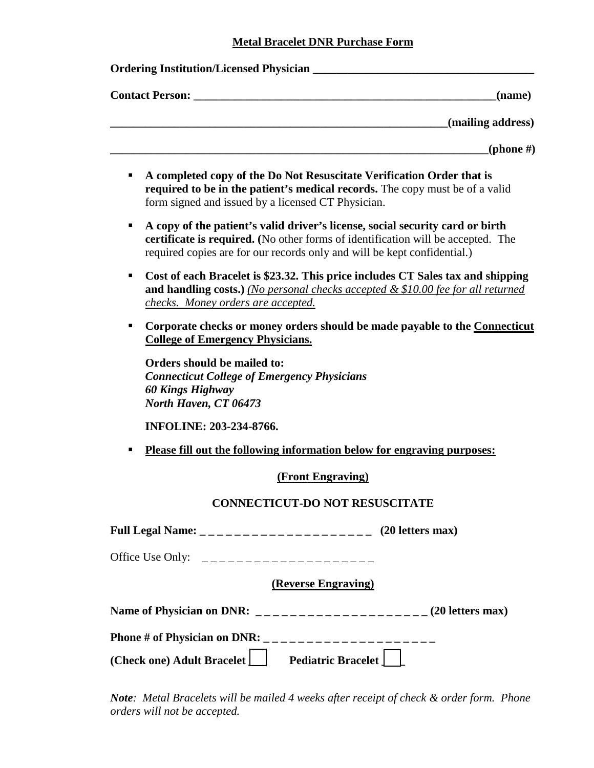# Metal Bracelet DNR Purchase Form

**Ordering Institution/Licensed Physician** ______________________________________

**Contact Person:** ___________________________________________________**(name)**

___________________________________________________________**(mailing address)**

_________________________________________________________________**(phone #)**

- **A completed copy of the Do Not Resuscitate Verification Order that is required to be in the patient's medical records.** The copy must be of a valid form signed and issued by a licensed CT Physician.

- **A copy of the patient's valid driver's license, social security card or birth certificate is required. (**No other forms of identification will be accepted. The required copies are for our records only and will be kept confidential.)

- **Cost of each Bracelet is $23.32. This price includes CT Sales tax and shipping and handling costs.)** *(No personal checks accepted & $10.00 fee for all returned checks. Money orders are accepted.*

- **Corporate checks or money orders should be made payable to the Connecticut College of Emergency Physicians.**

  **Orders should be mailed to:**
  ***Connecticut College of Emergency Physicians***
  ***60 Kings Highway***
  ***North Haven, CT 06473***

  **INFOLINE: 203-234-8766.**

- **Please fill out the following information below for engraving purposes:**

**(Front Engraving)**

**CONNECTICUT-DO NOT RESUSCITATE**

**Full Legal Name:** _ _ _ _ _ _ _ _ _ _ _ _ _ _ _ _ _ _ _ _ **(20 letters max)**

Office Use Only: _ _ _ _ _ _ _ _ _ _ _ _ _ _ _ _ _ _ _ _

**(Reverse Engraving)**

**Name of Physician on DNR:** _ _ _ _ _ _ _ _ _ _ _ _ _ _ _ _ _ _ _ _ **(20 letters max)**

**Phone # of Physician on DNR:** _ _ _ _ _ _ _ _ _ _ _ _ _ _ _ _ _ _ _ _

**(Check one) Adult Bracelet** ☐ **Pediatric Bracelet** ☐

***Note**: Metal Bracelets will be mailed 4 weeks after receipt of check & order form. Phone orders will not be accepted.*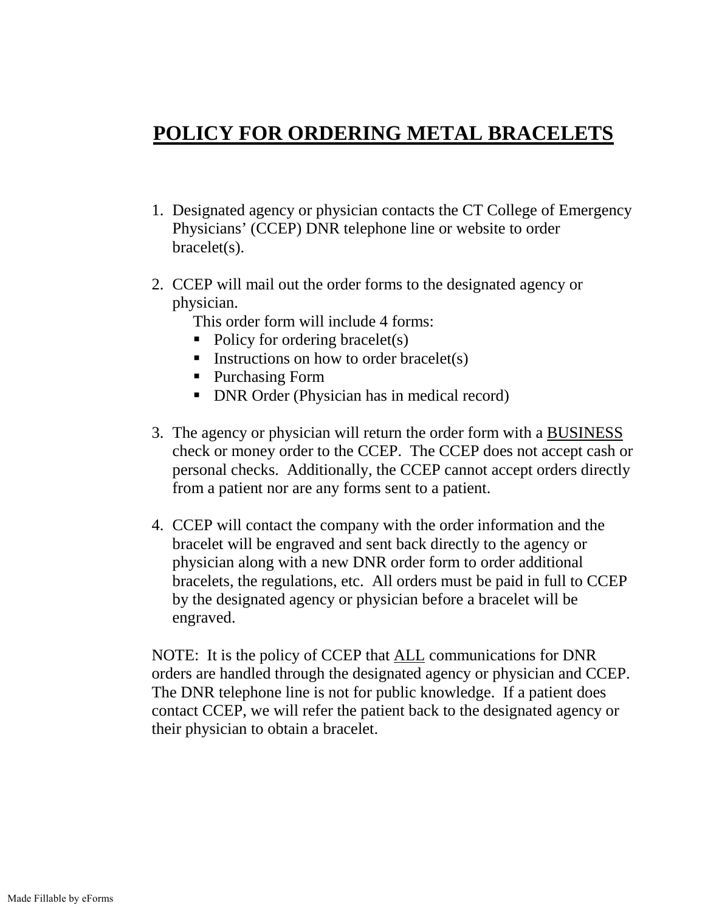# POLICY FOR ORDERING METAL BRACELETS

1. Designated agency or physician contacts the CT College of Emergency Physicians' (CCEP) DNR telephone line or website to order bracelet(s).

2. CCEP will mail out the order forms to the designated agency or physician.

   This order form will include 4 forms:
   - Policy for ordering bracelet(s)
   - Instructions on how to order bracelet(s)
   - Purchasing Form
   - DNR Order (Physician has in medical record)

3. The agency or physician will return the order form with a BUSINESS check or money order to the CCEP. The CCEP does not accept cash or personal checks. Additionally, the CCEP cannot accept orders directly from a patient nor are any forms sent to a patient.

4. CCEP will contact the company with the order information and the bracelet will be engraved and sent back directly to the agency or physician along with a new DNR order form to order additional bracelets, the regulations, etc. All orders must be paid in full to CCEP by the designated agency or physician before a bracelet will be engraved.

NOTE: It is the policy of CCEP that ALL communications for DNR orders are handled through the designated agency or physician and CCEP. The DNR telephone line is not for public knowledge. If a patient does contact CCEP, we will refer the patient back to the designated agency or their physician to obtain a bracelet.